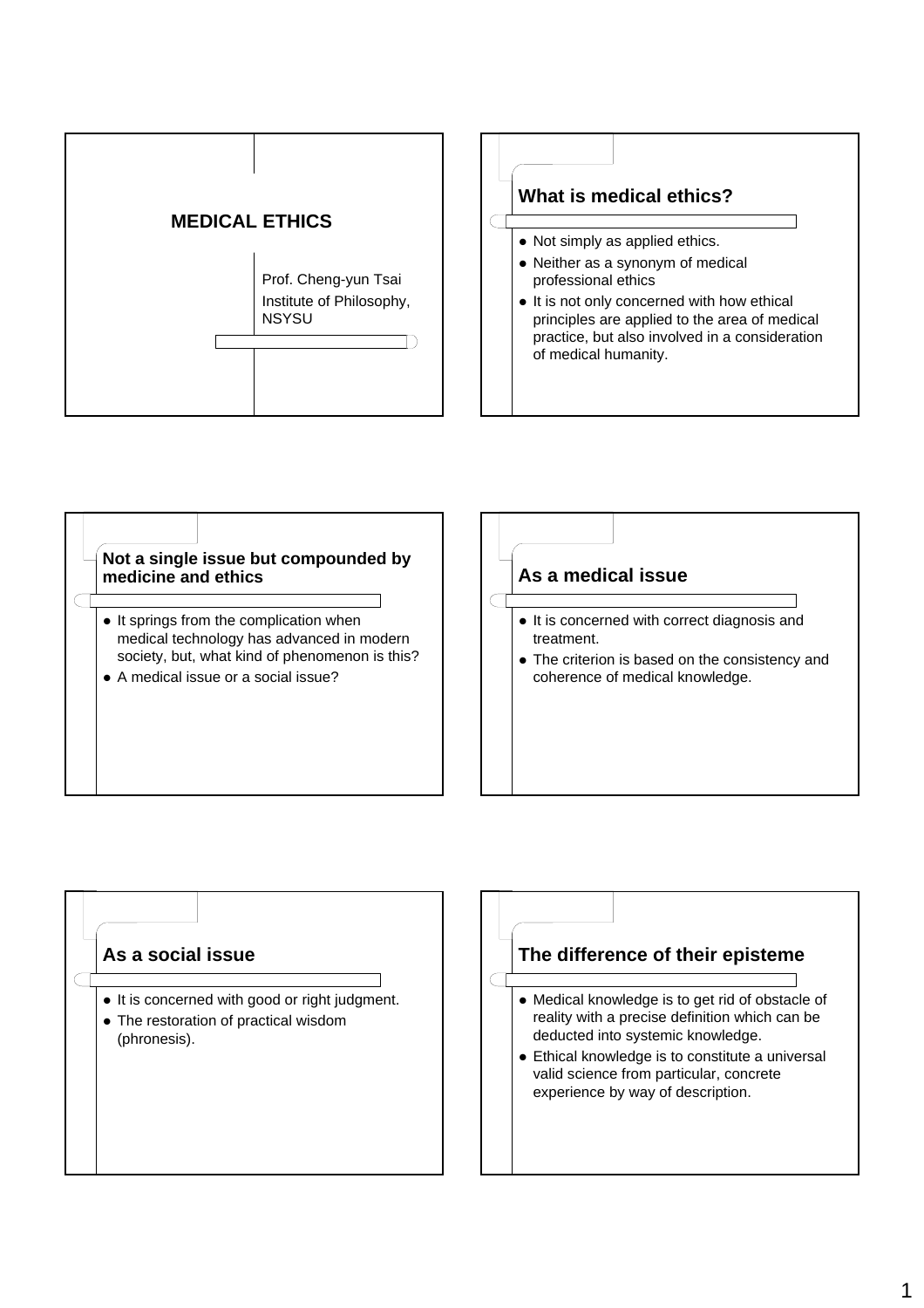# MEDICAL ETHICS

Prof. Cheng-yun Tsai

Institute of Philosophy, NSYSU

## What is medical ethics?

- Not simply as applied ethics.
- Neither as a synonym of medical professional ethics
- It is not only concerned with how ethical principles are applied to the area of medical practice, but also involved in a consideration of medical humanity.

## Not a single issue but compounded by medicine and ethics

- It springs from the complication when medical technology has advanced in modern society, but, what kind of phenomenon is this?
- A medical issue or a social issue?

## As a medical issue

- It is concerned with correct diagnosis and treatment.
- The criterion is based on the consistency and coherence of medical knowledge.

## As a social issue

- It is concerned with good or right judgment.
- The restoration of practical wisdom (phronesis).

## The difference of their episteme

- Medical knowledge is to get rid of obstacle of reality with a precise definition which can be deducted into systemic knowledge.
- Ethical knowledge is to constitute a universal valid science from particular, concrete experience by way of description.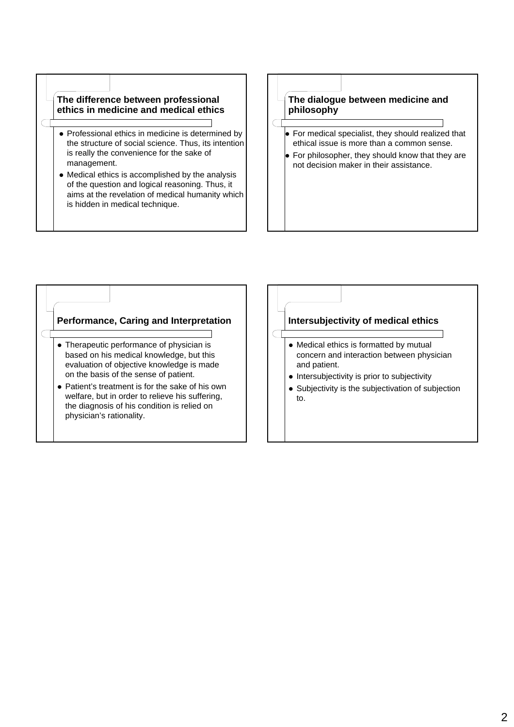## The difference between professional ethics in medicine and medical ethics

- Professional ethics in medicine is determined by the structure of social science. Thus, its intention is really the convenience for the sake of management.
- Medical ethics is accomplished by the analysis of the question and logical reasoning. Thus, it aims at the revelation of medical humanity which is hidden in medical technique.

## The dialogue between medicine and philosophy

- For medical specialist, they should realized that ethical issue is more than a common sense.
- For philosopher, they should know that they are not decision maker in their assistance.

## Performance, Caring and Interpretation

- Therapeutic performance of physician is based on his medical knowledge, but this evaluation of objective knowledge is made on the basis of the sense of patient.
- Patient's treatment is for the sake of his own welfare, but in order to relieve his suffering, the diagnosis of his condition is relied on physician's rationality.

## Intersubjectivity of medical ethics

- Medical ethics is formatted by mutual concern and interaction between physician and patient.
- Intersubjectivity is prior to subjectivity
- Subjectivity is the subjectivation of subjection to.